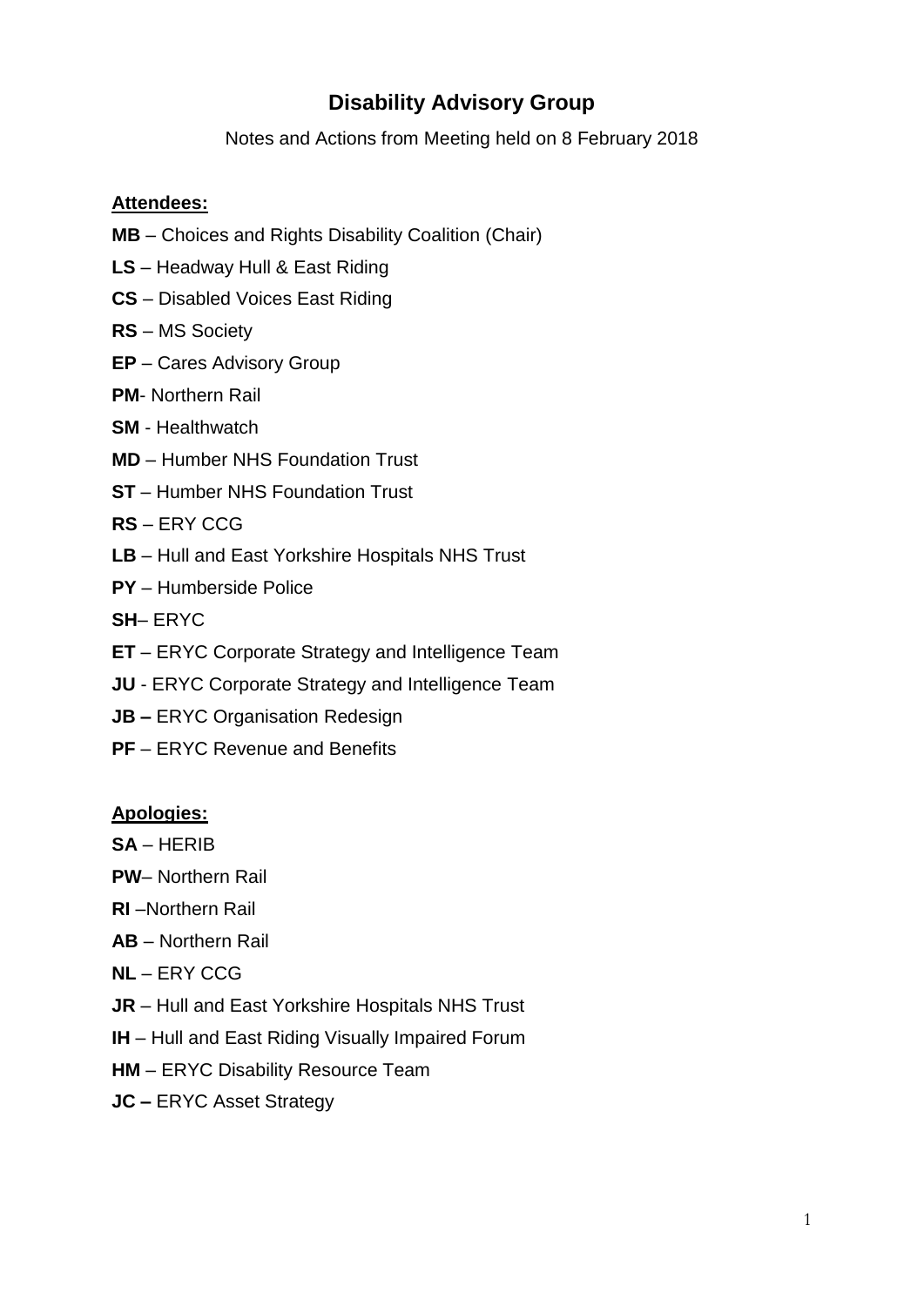# Disability Advisory Group

Notes and Actions from Meeting held on 8 February 2018

**Attendees:**

**MB** – Choices and Rights Disability Coalition (Chair)

**LS** – Headway Hull & East Riding

**CS** – Disabled Voices East Riding

**RS** – MS Society

**EP** – Cares Advisory Group

**PM**- Northern Rail

**SM** - Healthwatch

**MD** – Humber NHS Foundation Trust

**ST** – Humber NHS Foundation Trust

**RS** – ERY CCG

**LB** – Hull and East Yorkshire Hospitals NHS Trust

**PY** – Humberside Police

**SH**– ERYC

**ET** – ERYC Corporate Strategy and Intelligence Team

**JU** - ERYC Corporate Strategy and Intelligence Team

**JB –** ERYC Organisation Redesign

**PF** – ERYC Revenue and Benefits

**Apologies:**

**SA** – HERIB

**PW**– Northern Rail

**RI** –Northern Rail

**AB** – Northern Rail

**NL** – ERY CCG

**JR** – Hull and East Yorkshire Hospitals NHS Trust

**IH** – Hull and East Riding Visually Impaired Forum

**HM** – ERYC Disability Resource Team

**JC –** ERYC Asset Strategy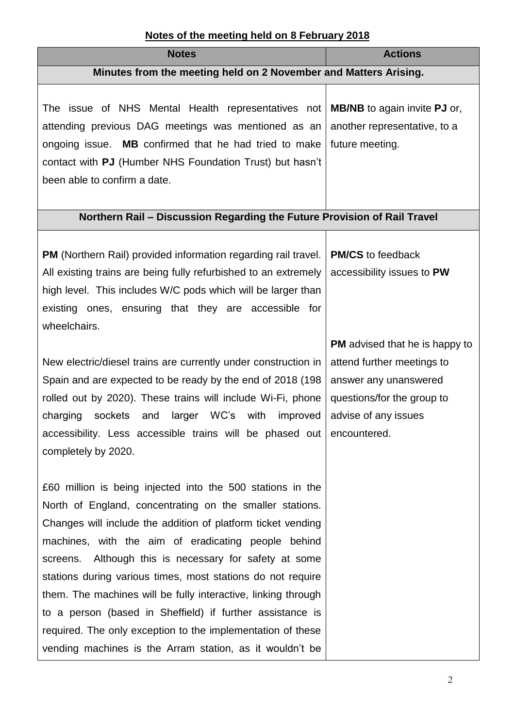## Notes of the meeting held on 8 February 2018

| Notes | Actions |
|---|---|
| **Minutes from the meeting held on 2 November and Matters Arising.** | |
| The issue of NHS Mental Health representatives not attending previous DAG meetings was mentioned as an ongoing issue. **MB** confirmed that he had tried to make contact with **PJ** (Humber NHS Foundation Trust) but hasn't been able to confirm a date. | **MB/NB** to again invite **PJ** or, another representative, to a future meeting. |
| **Northern Rail – Discussion Regarding the Future Provision of Rail Travel** | |
| **PM** (Northern Rail) provided information regarding rail travel. All existing trains are being fully refurbished to an extremely high level. This includes W/C pods which will be larger than existing ones, ensuring that they are accessible for wheelchairs.<br><br>New electric/diesel trains are currently under construction in Spain and are expected to be ready by the end of 2018 (198 rolled out by 2020). These trains will include Wi-Fi, phone charging sockets and larger WC's with improved accessibility. Less accessible trains will be phased out completely by 2020.<br><br>£60 million is being injected into the 500 stations in the North of England, concentrating on the smaller stations. Changes will include the addition of platform ticket vending machines, with the aim of eradicating people behind screens. Although this is necessary for safety at some stations during various times, most stations do not require them. The machines will be fully interactive, linking through to a person (based in Sheffield) if further assistance is required. The only exception to the implementation of these vending machines is the Arram station, as it wouldn't be | **PM/CS** to feedback accessibility issues to **PW**<br><br>**PM** advised that he is happy to attend further meetings to answer any unanswered questions/for the group to advise of any issues encountered. |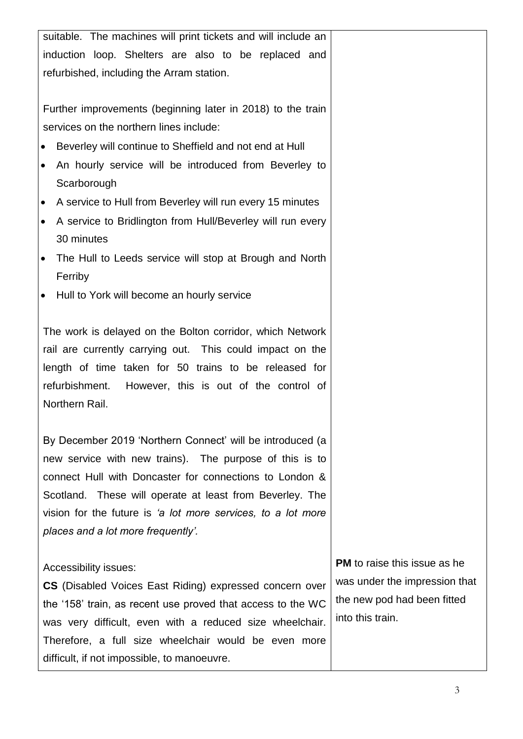| | |
|---|---|
| suitable. The machines will print tickets and will include an induction loop. Shelters are also to be replaced and refurbished, including the Arram station.<br><br>Further improvements (beginning later in 2018) to the train services on the northern lines include:<br>• Beverley will continue to Sheffield and not end at Hull<br>• An hourly service will be introduced from Beverley to Scarborough<br>• A service to Hull from Beverley will run every 15 minutes<br>• A service to Bridlington from Hull/Beverley will run every 30 minutes<br>• The Hull to Leeds service will stop at Brough and North Ferriby<br>• Hull to York will become an hourly service<br><br>The work is delayed on the Bolton corridor, which Network rail are currently carrying out. This could impact on the length of time taken for 50 trains to be released for refurbishment. However, this is out of the control of Northern Rail.<br><br>By December 2019 'Northern Connect' will be introduced (a new service with new trains). The purpose of this is to connect Hull with Doncaster for connections to London & Scotland. These will operate at least from Beverley. The vision for the future is *'a lot more services, to a lot more places and a lot more frequently'.* | |
| Accessibility issues:<br>**CS** (Disabled Voices East Riding) expressed concern over the '158' train, as recent use proved that access to the WC was very difficult, even with a reduced size wheelchair. Therefore, a full size wheelchair would be even more difficult, if not impossible, to manoeuvre. | **PM** to raise this issue as he was under the impression that the new pod had been fitted into this train. |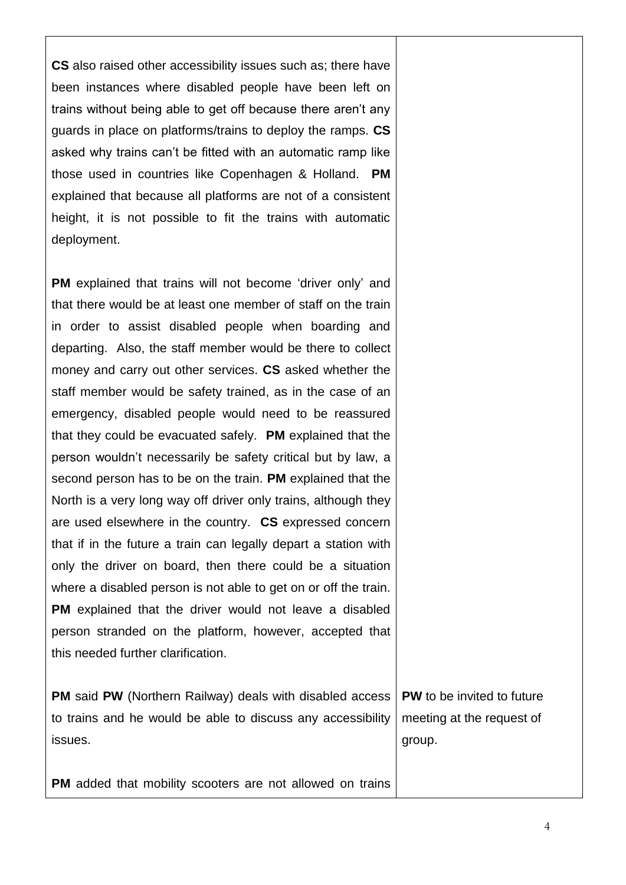| | |
|---|---|
| **CS** also raised other accessibility issues such as; there have been instances where disabled people have been left on trains without being able to get off because there aren't any guards in place on platforms/trains to deploy the ramps. **CS** asked why trains can't be fitted with an automatic ramp like those used in countries like Copenhagen & Holland. **PM** explained that because all platforms are not of a consistent height, it is not possible to fit the trains with automatic deployment. | |
| **PM** explained that trains will not become 'driver only' and that there would be at least one member of staff on the train in order to assist disabled people when boarding and departing. Also, the staff member would be there to collect money and carry out other services. **CS** asked whether the staff member would be safety trained, as in the case of an emergency, disabled people would need to be reassured that they could be evacuated safely. **PM** explained that the person wouldn't necessarily be safety critical but by law, a second person has to be on the train. **PM** explained that the North is a very long way off driver only trains, although they are used elsewhere in the country. **CS** expressed concern that if in the future a train can legally depart a station with only the driver on board, then there could be a situation where a disabled person is not able to get on or off the train. **PM** explained that the driver would not leave a disabled person stranded on the platform, however, accepted that this needed further clarification. | |
| **PM** said **PW** (Northern Railway) deals with disabled access to trains and he would be able to discuss any accessibility issues. | **PW** to be invited to future meeting at the request of group. |
| **PM** added that mobility scooters are not allowed on trains | |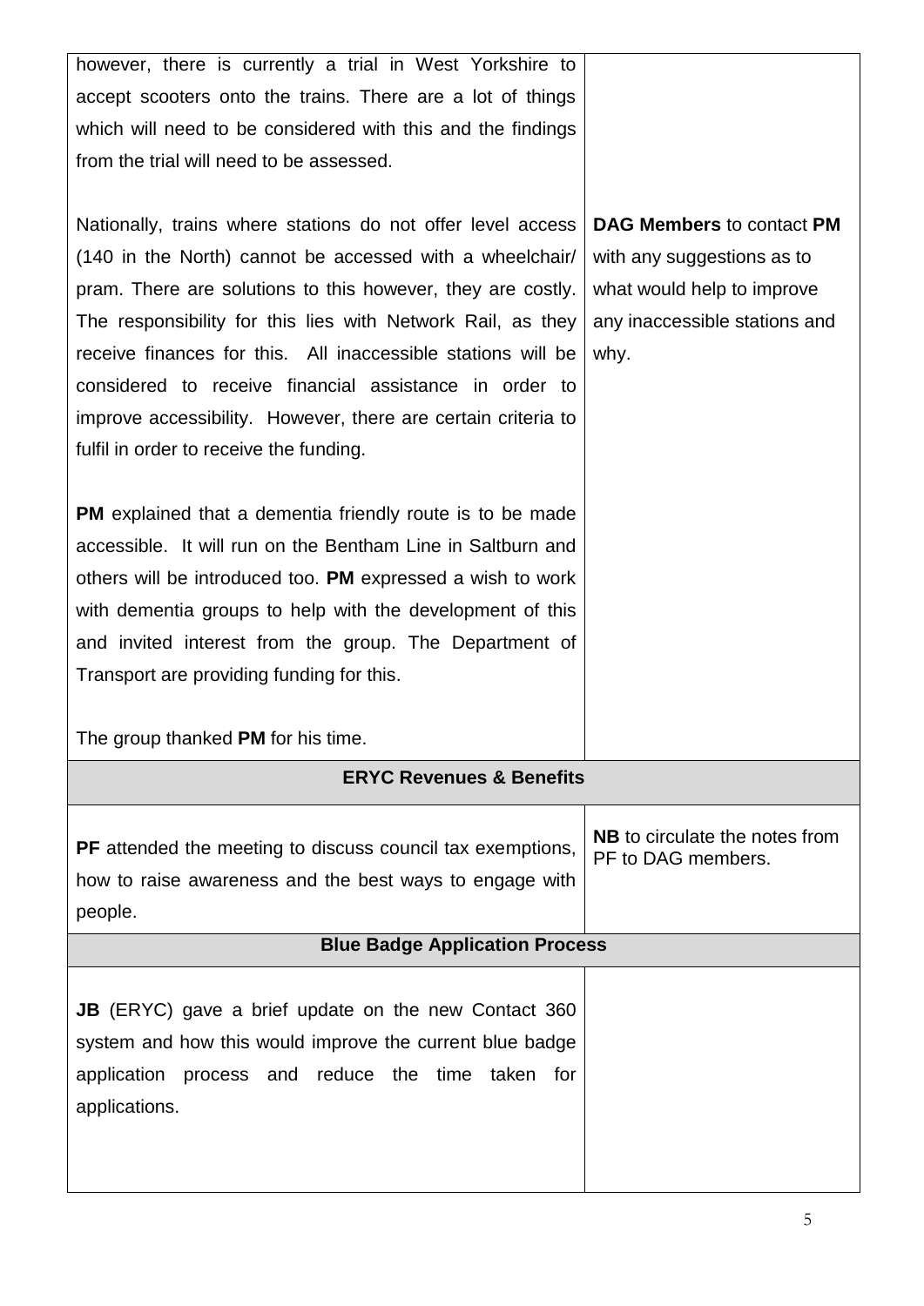| | |
|---|---|
| however, there is currently a trial in West Yorkshire to accept scooters onto the trains. There are a lot of things which will need to be considered with this and the findings from the trial will need to be assessed.<br><br>Nationally, trains where stations do not offer level access (140 in the North) cannot be accessed with a wheelchair/ pram. There are solutions to this however, they are costly. The responsibility for this lies with Network Rail, as they receive finances for this. All inaccessible stations will be considered to receive financial assistance in order to improve accessibility. However, there are certain criteria to fulfil in order to receive the funding.<br><br>**PM** explained that a dementia friendly route is to be made accessible. It will run on the Bentham Line in Saltburn and others will be introduced too. **PM** expressed a wish to work with dementia groups to help with the development of this and invited interest from the group. The Department of Transport are providing funding for this.<br><br>The group thanked **PM** for his time. | **DAG Members** to contact **PM** with any suggestions as to what would help to improve any inaccessible stations and why. |
| **ERYC Revenues & Benefits** | |
| **PF** attended the meeting to discuss council tax exemptions, how to raise awareness and the best ways to engage with people. | **NB** to circulate the notes from PF to DAG members. |
| **Blue Badge Application Process** | |
| **JB** (ERYC) gave a brief update on the new Contact 360 system and how this would improve the current blue badge application process and reduce the time taken for applications. | |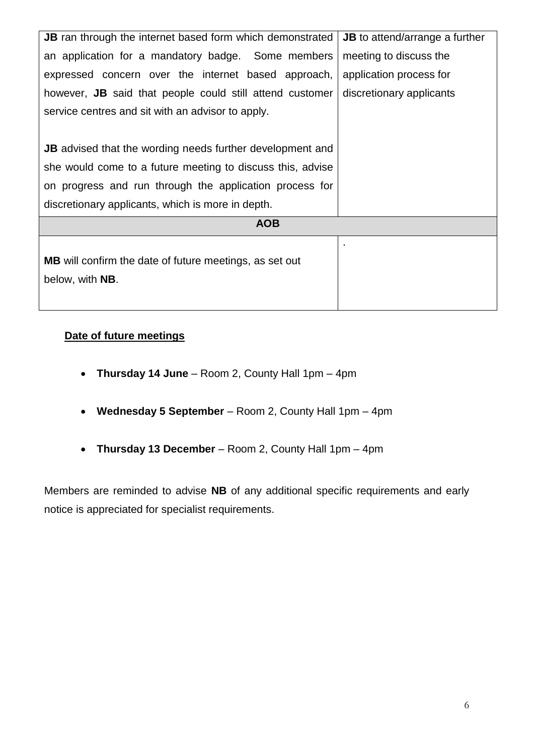| | |
|---|---|
| **JB** ran through the internet based form which demonstrated an application for a mandatory badge. Some members expressed concern over the internet based approach, however, **JB** said that people could still attend customer service centres and sit with an advisor to apply.<br><br>**JB** advised that the wording needs further development and she would come to a future meeting to discuss this, advise on progress and run through the application process for discretionary applicants, which is more in depth. | **JB** to attend/arrange a further meeting to discuss the application process for discretionary applicants |
| **AOB** | |
| **MB** will confirm the date of future meetings, as set out below, with **NB**. | . |

**Date of future meetings**

- **Thursday 14 June** – Room 2, County Hall 1pm – 4pm
- **Wednesday 5 September** – Room 2, County Hall 1pm – 4pm
- **Thursday 13 December** – Room 2, County Hall 1pm – 4pm

Members are reminded to advise **NB** of any additional specific requirements and early notice is appreciated for specialist requirements.